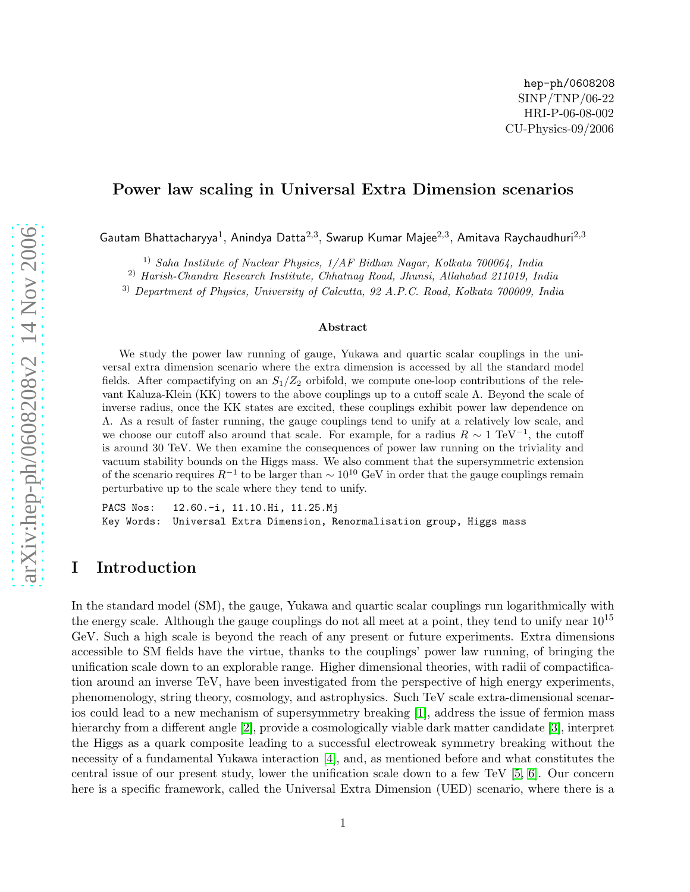hep-ph/0608208
SINP/TNP/06-22
HRI-P-06-08-002
CU-Physics-09/2006

# Power law scaling in Universal Extra Dimension scenarios

Gautam Bhattacharyya[1], Anindya Datta[2,3], Swarup Kumar Majee[2,3], Amitava Raychaudhuri[2,3]

[1] *Saha Institute of Nuclear Physics, 1/AF Bidhan Nagar, Kolkata 700064, India*
[2] *Harish-Chandra Research Institute, Chhatnag Road, Jhunsi, Allahabad 211019, India*
[3] *Department of Physics, University of Calcutta, 92 A.P.C. Road, Kolkata 700009, India*

### Abstract

We study the power law running of gauge, Yukawa and quartic scalar couplings in the universal extra dimension scenario where the extra dimension is accessed by all the standard model fields. After compactifying on an $S_1/Z_2$ orbifold, we compute one-loop contributions of the relevant Kaluza-Klein (KK) towers to the above couplings up to a cutoff scale $\Lambda$. Beyond the scale of inverse radius, once the KK states are excited, these couplings exhibit power law dependence on $\Lambda$. As a result of faster running, the gauge couplings tend to unify at a relatively low scale, and we choose our cutoff also around that scale. For example, for a radius $R \sim 1$ TeV$^{-1}$, the cutoff is around 30 TeV. We then examine the consequences of power law running on the triviality and vacuum stability bounds on the Higgs mass. We also comment that the supersymmetric extension of the scenario requires $R^{-1}$ to be larger than $\sim 10^{10}$ GeV in order that the gauge couplings remain perturbative up to the scale where they tend to unify.

PACS Nos: 12.60.-i, 11.10.Hi, 11.25.Mj
Key Words: Universal Extra Dimension, Renormalisation group, Higgs mass

# I Introduction

In the standard model (SM), the gauge, Yukawa and quartic scalar couplings run logarithmically with the energy scale. Although the gauge couplings do not all meet at a point, they tend to unify near $10^{15}$ GeV. Such a high scale is beyond the reach of any present or future experiments. Extra dimensions accessible to SM fields have the virtue, thanks to the couplings' power law running, of bringing the unification scale down to an explorable range. Higher dimensional theories, with radii of compactification around an inverse TeV, have been investigated from the perspective of high energy experiments, phenomenology, string theory, cosmology, and astrophysics. Such TeV scale extra-dimensional scenarios could lead to a new mechanism of supersymmetry breaking [1], address the issue of fermion mass hierarchy from a different angle [2], provide a cosmologically viable dark matter candidate [3], interpret the Higgs as a quark composite leading to a successful electroweak symmetry breaking without the necessity of a fundamental Yukawa interaction [4], and, as mentioned before and what constitutes the central issue of our present study, lower the unification scale down to a few TeV [5, 6]. Our concern here is a specific framework, called the Universal Extra Dimension (UED) scenario, where there is a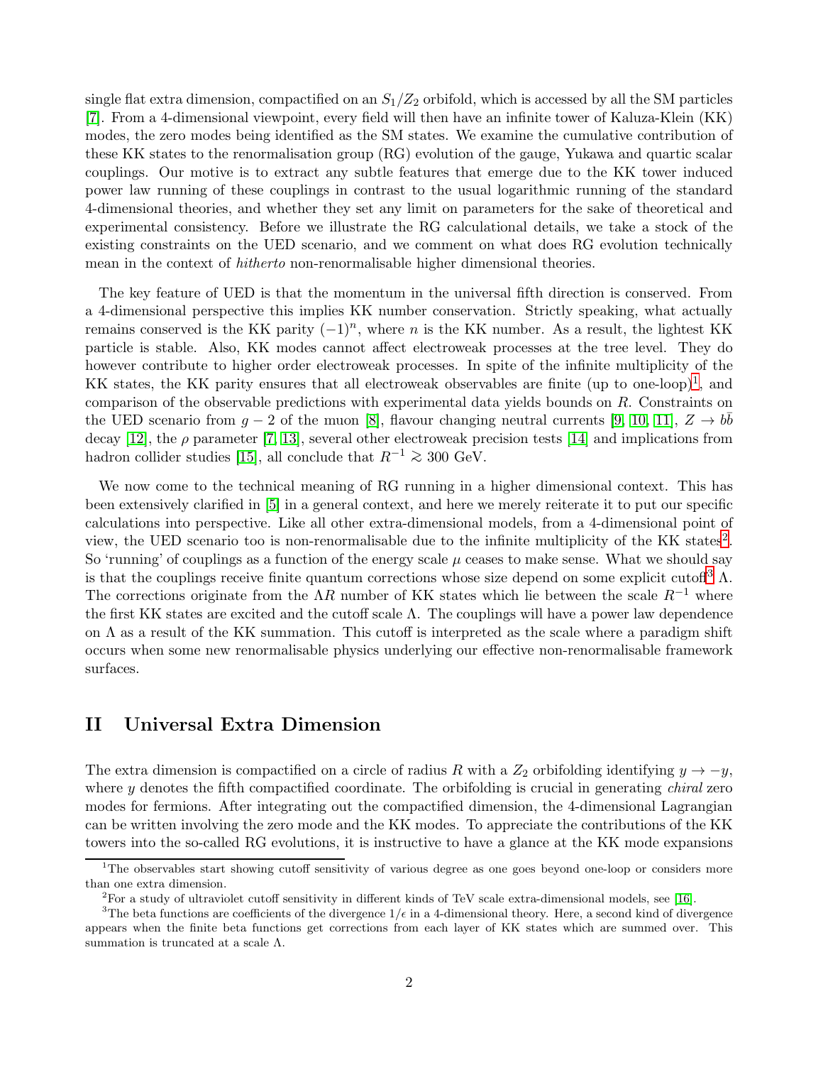single flat extra dimension, compactified on an $S_1/Z_2$ orbifold, which is accessed by all the SM particles [7]. From a 4-dimensional viewpoint, every field will then have an infinite tower of Kaluza-Klein (KK) modes, the zero modes being identified as the SM states. We examine the cumulative contribution of these KK states to the renormalisation group (RG) evolution of the gauge, Yukawa and quartic scalar couplings. Our motive is to extract any subtle features that emerge due to the KK tower induced power law running of these couplings in contrast to the usual logarithmic running of the standard 4-dimensional theories, and whether they set any limit on parameters for the sake of theoretical and experimental consistency. Before we illustrate the RG calculational details, we take a stock of the existing constraints on the UED scenario, and we comment on what does RG evolution technically mean in the context of *hitherto* non-renormalisable higher dimensional theories.

The key feature of UED is that the momentum in the universal fifth direction is conserved. From a 4-dimensional perspective this implies KK number conservation. Strictly speaking, what actually remains conserved is the KK parity $(-1)^n$, where $n$ is the KK number. As a result, the lightest KK particle is stable. Also, KK modes cannot affect electroweak processes at the tree level. They do however contribute to higher order electroweak processes. In spite of the infinite multiplicity of the KK states, the KK parity ensures that all electroweak observables are finite (up to one-loop)[1], and comparison of the observable predictions with experimental data yields bounds on $R$. Constraints on the UED scenario from $g-2$ of the muon [8], flavour changing neutral currents [9, 10, 11], $Z \to b\bar{b}$ decay [12], the $\rho$ parameter [7, 13], several other electroweak precision tests [14] and implications from hadron collider studies [15], all conclude that $R^{-1} \gtrsim 300$ GeV.

We now come to the technical meaning of RG running in a higher dimensional context. This has been extensively clarified in [5] in a general context, and here we merely reiterate it to put our specific calculations into perspective. Like all other extra-dimensional models, from a 4-dimensional point of view, the UED scenario too is non-renormalisable due to the infinite multiplicity of the KK states[2]. So 'running' of couplings as a function of the energy scale $\mu$ ceases to make sense. What we should say is that the couplings receive finite quantum corrections whose size depend on some explicit cutoff[3] $\Lambda$. The corrections originate from the $\Lambda R$ number of KK states which lie between the scale $R^{-1}$ where the first KK states are excited and the cutoff scale $\Lambda$. The couplings will have a power law dependence on $\Lambda$ as a result of the KK summation. This cutoff is interpreted as the scale where a paradigm shift occurs when some new renormalisable physics underlying our effective non-renormalisable framework surfaces.

## II Universal Extra Dimension

The extra dimension is compactified on a circle of radius $R$ with a $Z_2$ orbifolding identifying $y \to -y$, where $y$ denotes the fifth compactified coordinate. The orbifolding is crucial in generating *chiral* zero modes for fermions. After integrating out the compactified dimension, the 4-dimensional Lagrangian can be written involving the zero mode and the KK modes. To appreciate the contributions of the KK towers into the so-called RG evolutions, it is instructive to have a glance at the KK mode expansions

---

[1] The observables start showing cutoff sensitivity of various degree as one goes beyond one-loop or considers more than one extra dimension.

[2] For a study of ultraviolet cutoff sensitivity in different kinds of TeV scale extra-dimensional models, see [16].

[3] The beta functions are coefficients of the divergence $1/\epsilon$ in a 4-dimensional theory. Here, a second kind of divergence appears when the finite beta functions get corrections from each layer of KK states which are summed over. This summation is truncated at a scale $\Lambda$.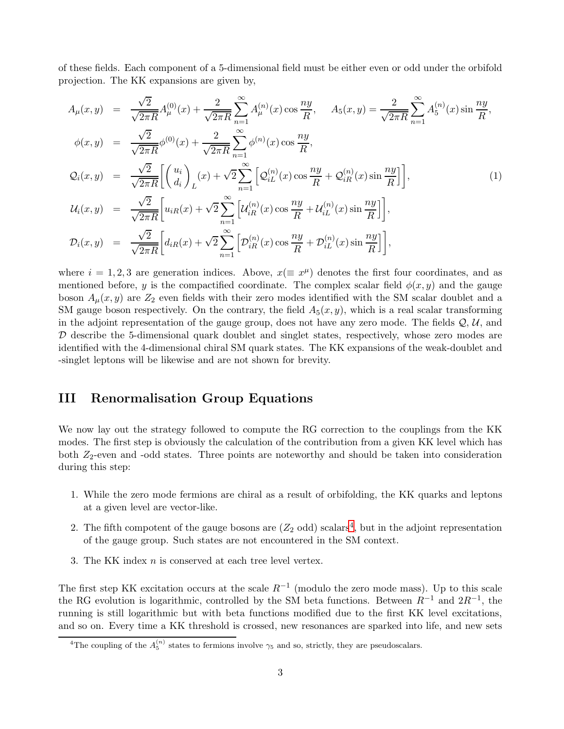of these fields. Each component of a 5-dimensional field must be either even or odd under the orbifold projection. The KK expansions are given by,

$$
\begin{aligned}
A_\mu(x,y) &= \frac{\sqrt{2}}{\sqrt{2\pi R}} A_\mu^{(0)}(x) + \frac{2}{\sqrt{2\pi R}} \sum_{n=1}^{\infty} A_\mu^{(n)}(x) \cos\frac{ny}{R}, \qquad A_5(x,y) = \frac{2}{\sqrt{2\pi R}} \sum_{n=1}^{\infty} A_5^{(n)}(x) \sin\frac{ny}{R}, \\
\phi(x,y) &= \frac{\sqrt{2}}{\sqrt{2\pi R}} \phi^{(0)}(x) + \frac{2}{\sqrt{2\pi R}} \sum_{n=1}^{\infty} \phi^{(n)}(x) \cos\frac{ny}{R}, \\
\mathcal{Q}_i(x,y) &= \frac{\sqrt{2}}{\sqrt{2\pi R}} \Bigg[ \begin{pmatrix} u_i \\ d_i \end{pmatrix}_L (x) + \sqrt{2} \sum_{n=1}^{\infty} \Big[ \mathcal{Q}_{iL}^{(n)}(x) \cos\frac{ny}{R} + \mathcal{Q}_{iR}^{(n)}(x) \sin\frac{ny}{R} \Big] \Bigg], \qquad (1) \\
\mathcal{U}_i(x,y) &= \frac{\sqrt{2}}{\sqrt{2\pi R}} \Bigg[ u_{iR}(x) + \sqrt{2} \sum_{n=1}^{\infty} \Big[ \mathcal{U}_{iR}^{(n)}(x) \cos\frac{ny}{R} + \mathcal{U}_{iL}^{(n)}(x) \sin\frac{ny}{R} \Big] \Bigg], \\
\mathcal{D}_i(x,y) &= \frac{\sqrt{2}}{\sqrt{2\pi R}} \Bigg[ d_{iR}(x) + \sqrt{2} \sum_{n=1}^{\infty} \Big[ \mathcal{D}_{iR}^{(n)}(x) \cos\frac{ny}{R} + \mathcal{D}_{iL}^{(n)}(x) \sin\frac{ny}{R} \Big] \Bigg],
\end{aligned}
$$

where $i = 1,2,3$ are generation indices. Above, $x (\equiv x^\mu)$ denotes the first four coordinates, and as mentioned before, $y$ is the compactified coordinate. The complex scalar field $\phi(x,y)$ and the gauge boson $A_\mu(x,y)$ are $Z_2$ even fields with their zero modes identified with the SM scalar doublet and a SM gauge boson respectively. On the contrary, the field $A_5(x,y)$, which is a real scalar transforming in the adjoint representation of the gauge group, does not have any zero mode. The fields $\mathcal{Q}$, $\mathcal{U}$, and $\mathcal{D}$ describe the 5-dimensional quark doublet and singlet states, respectively, whose zero modes are identified with the 4-dimensional chiral SM quark states. The KK expansions of the weak-doublet and -singlet leptons will be likewise and are not shown for brevity.

## III Renormalisation Group Equations

We now lay out the strategy followed to compute the RG correction to the couplings from the KK modes. The first step is obviously the calculation of the contribution from a given KK level which has both $Z_2$-even and -odd states. Three points are noteworthy and should be taken into consideration during this step:

1. While the zero mode fermions are chiral as a result of orbifolding, the KK quarks and leptons at a given level are vector-like.
2. The fifth compotent of the gauge bosons are ($Z_2$ odd) scalars[4], but in the adjoint representation of the gauge group. Such states are not encountered in the SM context.
3. The KK index $n$ is conserved at each tree level vertex.

The first step KK excitation occurs at the scale $R^{-1}$ (modulo the zero mode mass). Up to this scale the RG evolution is logarithmic, controlled by the SM beta functions. Between $R^{-1}$ and $2R^{-1}$, the running is still logarithmic but with beta functions modified due to the first KK level excitations, and so on. Every time a KK threshold is crossed, new resonances are sparked into life, and new sets

[4] The coupling of the $A_5^{(n)}$ states to fermions involve $\gamma_5$ and so, strictly, they are pseudoscalars.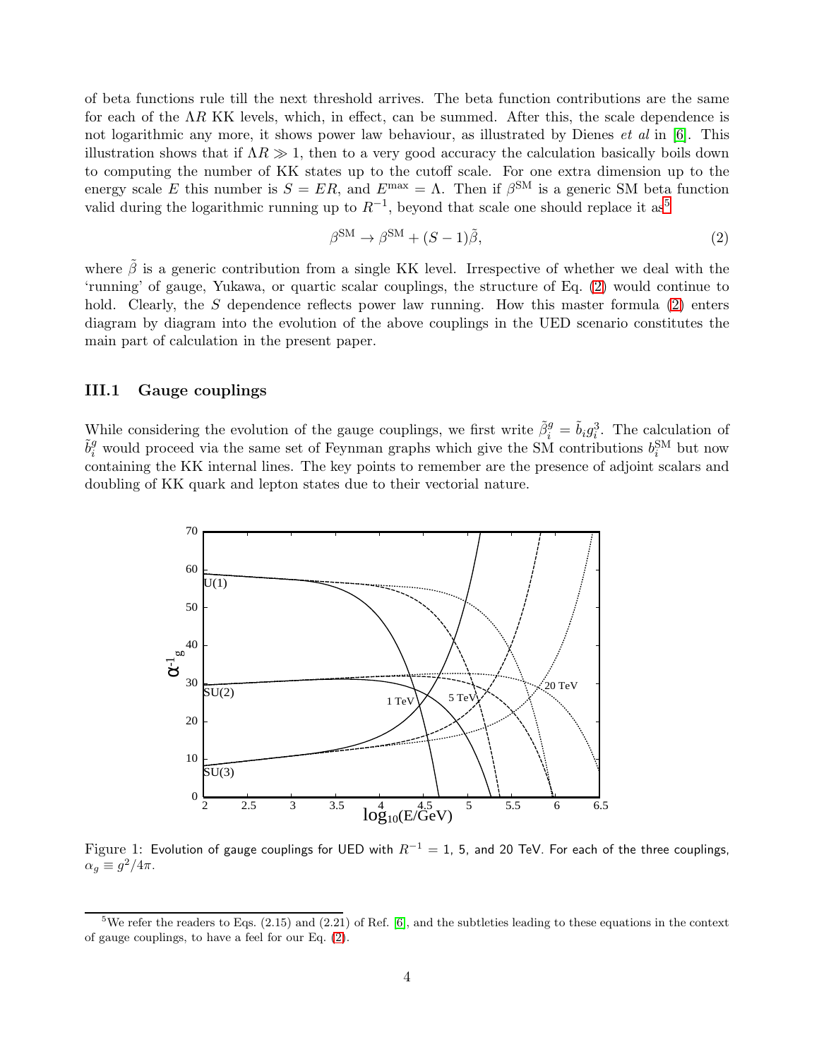of beta functions rule till the next threshold arrives. The beta function contributions are the same for each of the $\Lambda R$ KK levels, which, in effect, can be summed. After this, the scale dependence is not logarithmic any more, it shows power law behaviour, as illustrated by Dienes *et al* in [6]. This illustration shows that if $\Lambda R \gg 1$, then to a very good accuracy the calculation basically boils down to computing the number of KK states up to the cutoff scale. For one extra dimension up to the energy scale $E$ this number is $S = ER$, and $E^{\max} = \Lambda$. Then if $\beta^{\rm SM}$ is a generic SM beta function valid during the logarithmic running up to $R^{-1}$, beyond that scale one should replace it as[5]

$$\beta^{\rm SM} \to \beta^{\rm SM} + (S-1)\tilde{\beta}, \tag{2}$$

where $\tilde{\beta}$ is a generic contribution from a single KK level. Irrespective of whether we deal with the 'running' of gauge, Yukawa, or quartic scalar couplings, the structure of Eq. (2) would continue to hold. Clearly, the $S$ dependence reflects power law running. How this master formula (2) enters diagram by diagram into the evolution of the above couplings in the UED scenario constitutes the main part of calculation in the present paper.

### III.1 Gauge couplings

While considering the evolution of the gauge couplings, we first write $\tilde{\beta}_i^g = \tilde{b}_i g_i^3$. The calculation of $\tilde{b}_i^g$ would proceed via the same set of Feynman graphs which give the SM contributions $b_i^{\rm SM}$ but now containing the KK internal lines. The key points to remember are the presence of adjoint scalars and doubling of KK quark and lepton states due to their vectorial nature.

Figure 1: Evolution of gauge couplings for UED with $R^{-1}$ = 1, 5, and 20 TeV. For each of the three couplings, $\alpha_g \equiv g^2/4\pi$.

[5] We refer the readers to Eqs. (2.15) and (2.21) of Ref. [6], and the subtleties leading to these equations in the context of gauge couplings, to have a feel for our Eq. (2).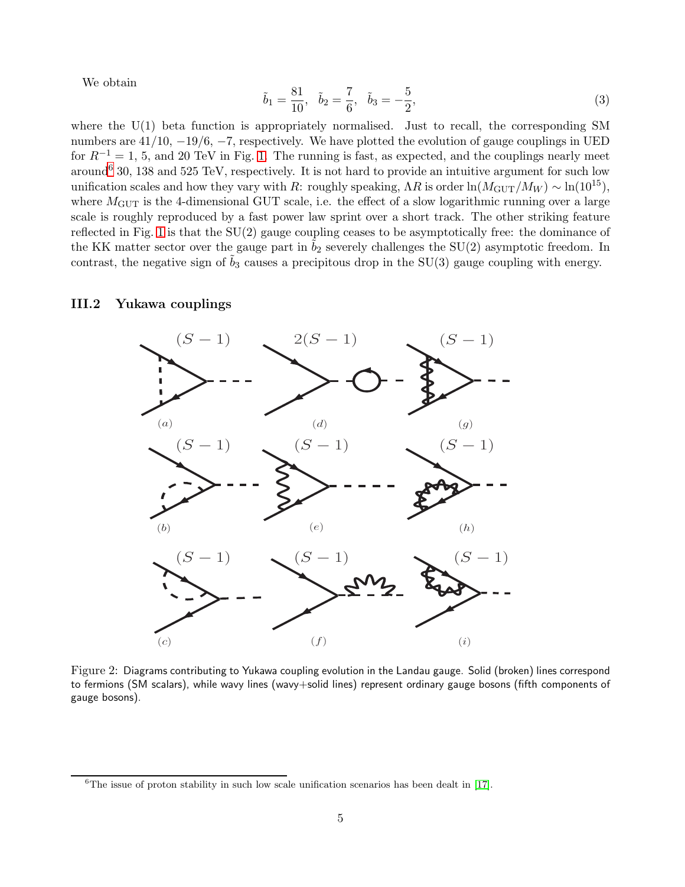We obtain

$$\tilde{b}_1 = \frac{81}{10}, \quad \tilde{b}_2 = \frac{7}{6}, \quad \tilde{b}_3 = -\frac{5}{2}, \tag{3}$$

where the U(1) beta function is appropriately normalised. Just to recall, the corresponding SM numbers are $41/10$, $-19/6$, $-7$, respectively. We have plotted the evolution of gauge couplings in UED for $R^{-1} = 1$, 5, and 20 TeV in Fig. 1. The running is fast, as expected, and the couplings nearly meet around[6] 30, 138 and 525 TeV, respectively. It is not hard to provide an intuitive argument for such low unification scales and how they vary with $R$: roughly speaking, $\Lambda R$ is order $\ln(M_{\rm GUT}/M_W) \sim \ln(10^{15})$, where $M_{\rm GUT}$ is the 4-dimensional GUT scale, i.e. the effect of a slow logarithmic running over a large scale is roughly reproduced by a fast power law sprint over a short track. The other striking feature reflected in Fig. 1 is that the SU(2) gauge coupling ceases to be asymptotically free: the dominance of the KK matter sector over the gauge part in $\tilde{b}_2$ severely challenges the SU(2) asymptotic freedom. In contrast, the negative sign of $\tilde{b}_3$ causes a precipitous drop in the SU(3) gauge coupling with energy.

### III.2 Yukawa couplings

Figure 2: Diagrams contributing to Yukawa coupling evolution in the Landau gauge. Solid (broken) lines correspond to fermions (SM scalars), while wavy lines (wavy+solid lines) represent ordinary gauge bosons (fifth components of gauge bosons).

[6] The issue of proton stability in such low scale unification scenarios has been dealt in [17].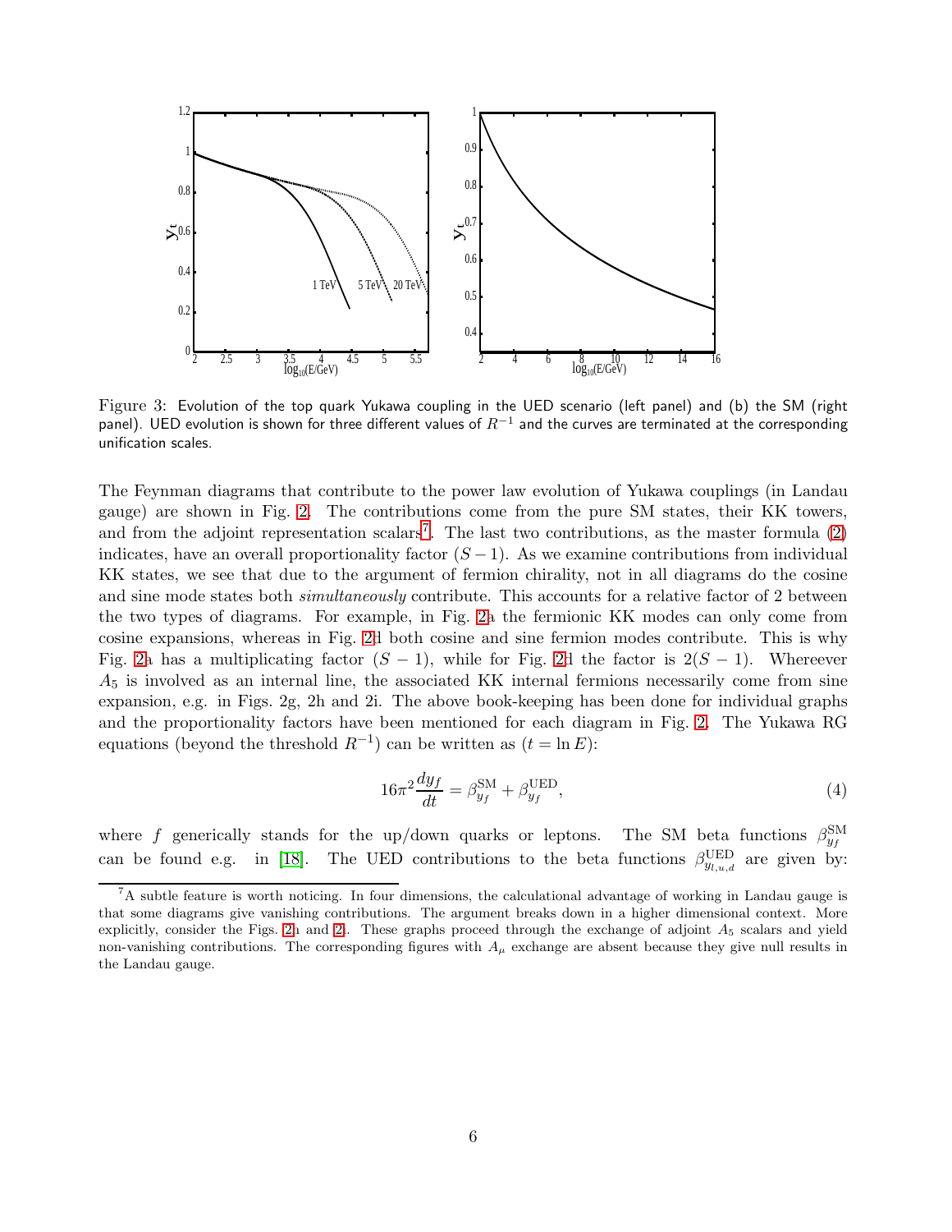Figure 3: Evolution of the top quark Yukawa coupling in the UED scenario (left panel) and (b) the SM (right panel). UED evolution is shown for three different values of $R^{-1}$ and the curves are terminated at the corresponding unification scales.

The Feynman diagrams that contribute to the power law evolution of Yukawa couplings (in Landau gauge) are shown in Fig. 2. The contributions come from the pure SM states, their KK towers, and from the adjoint representation scalars[7]. The last two contributions, as the master formula (2) indicates, have an overall proportionality factor $(S-1)$. As we examine contributions from individual KK states, we see that due to the argument of fermion chirality, not in all diagrams do the cosine and sine mode states both *simultaneously* contribute. This accounts for a relative factor of 2 between the two types of diagrams. For example, in Fig. 2a the fermionic KK modes can only come from cosine expansions, whereas in Fig. 2d both cosine and sine fermion modes contribute. This is why Fig. 2a has a multiplicating factor $(S-1)$, while for Fig. 2d the factor is $2(S-1)$. Whereever $A_5$ is involved as an internal line, the associated KK internal fermions necessarily come from sine expansion, e.g. in Figs. 2g, 2h and 2i. The above book-keeping has been done for individual graphs and the proportionality factors have been mentioned for each diagram in Fig. 2. The Yukawa RG equations (beyond the threshold $R^{-1}$) can be written as ($t = \ln E$):

$$16\pi^2 \frac{dy_f}{dt} = \beta_{y_f}^{\rm SM} + \beta_{y_f}^{\rm UED}, \tag{4}$$

where $f$ generically stands for the up/down quarks or leptons. The SM beta functions $\beta_{y_f}^{\rm SM}$ can be found e.g. in [18]. The UED contributions to the beta functions $\beta_{y_{l,u,d}}^{\rm UED}$ are given by:

[7] A subtle feature is worth noticing. In four dimensions, the calculational advantage of working in Landau gauge is that some diagrams give vanishing contributions. The argument breaks down in a higher dimensional context. More explicitly, consider the Figs. 2h and 2i. These graphs proceed through the exchange of adjoint $A_5$ scalars and yield non-vanishing contributions. The corresponding figures with $A_\mu$ exchange are absent because they give null results in the Landau gauge.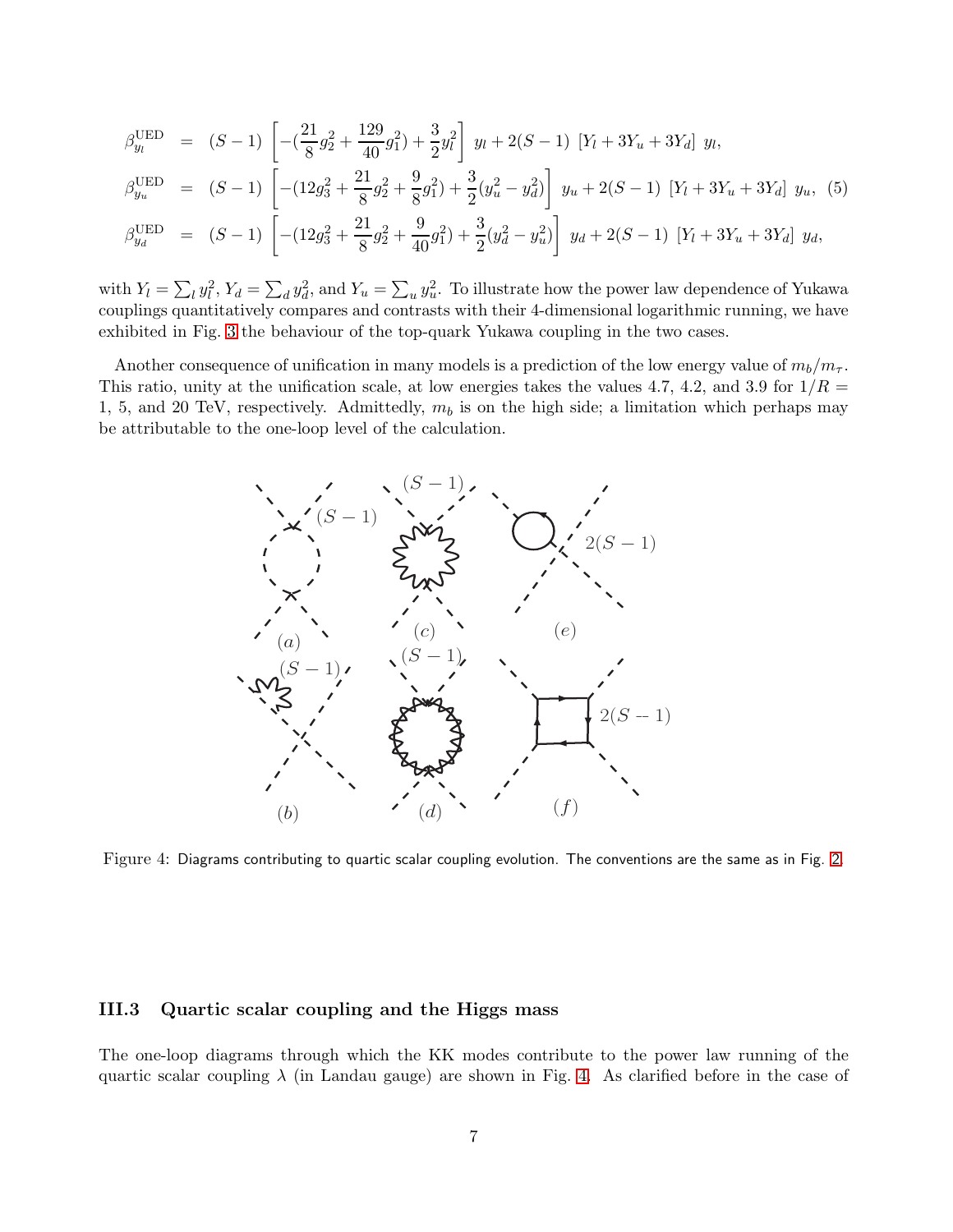$$
\begin{aligned}
\beta_{y_l}^{\rm UED} &= (S-1)\left[-(\frac{21}{8}g_2^2+\frac{129}{40}g_1^2)+\frac{3}{2}y_l^2\right]\ y_l+2(S-1)\ [Y_l+3Y_u+3Y_d]\ y_l, \\
\beta_{y_u}^{\rm UED} &= (S-1)\left[-(12g_3^2+\frac{21}{8}g_2^2+\frac{9}{8}g_1^2)+\frac{3}{2}(y_u^2-y_d^2)\right]\ y_u+2(S-1)\ [Y_l+3Y_u+3Y_d]\ y_u, \quad (5) \\
\beta_{y_d}^{\rm UED} &= (S-1)\left[-(12g_3^2+\frac{21}{8}g_2^2+\frac{9}{40}g_1^2)+\frac{3}{2}(y_d^2-y_u^2)\right]\ y_d+2(S-1)\ [Y_l+3Y_u+3Y_d]\ y_d,
\end{aligned}
$$

with $Y_l = \sum_l y_l^2$, $Y_d = \sum_d y_d^2$, and $Y_u = \sum_u y_u^2$. To illustrate how the power law dependence of Yukawa couplings quantitatively compares and contrasts with their 4-dimensional logarithmic running, we have exhibited in Fig. 3 the behaviour of the top-quark Yukawa coupling in the two cases.

Another consequence of unification in many models is a prediction of the low energy value of $m_b/m_\tau$. This ratio, unity at the unification scale, at low energies takes the values 4.7, 4.2, and 3.9 for $1/R$ = 1, 5, and 20 TeV, respectively. Admittedly, $m_b$ is on the high side; a limitation which perhaps may be attributable to the one-loop level of the calculation.

Figure 4: Diagrams contributing to quartic scalar coupling evolution. The conventions are the same as in Fig. 2.

### III.3 Quartic scalar coupling and the Higgs mass

The one-loop diagrams through which the KK modes contribute to the power law running of the quartic scalar coupling $\lambda$ (in Landau gauge) are shown in Fig. 4. As clarified before in the case of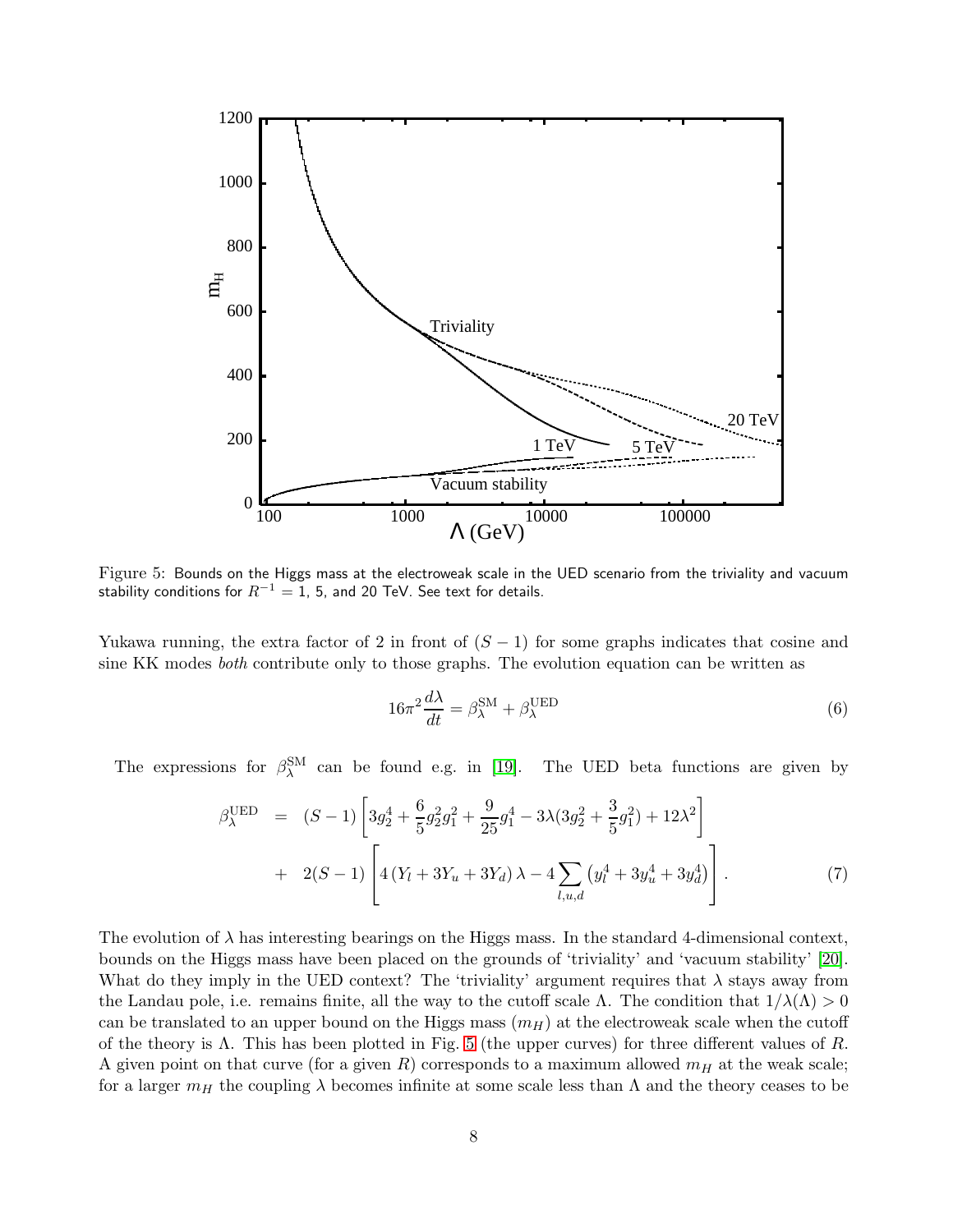Figure 5: Bounds on the Higgs mass at the electroweak scale in the UED scenario from the triviality and vacuum stability conditions for $R^{-1} = 1$, 5, and 20 TeV. See text for details.

Yukawa running, the extra factor of 2 in front of $(S-1)$ for some graphs indicates that cosine and sine KK modes *both* contribute only to those graphs. The evolution equation can be written as

$$16\pi^2 \frac{d\lambda}{dt} = \beta_\lambda^{\rm SM} + \beta_\lambda^{\rm UED} \tag{6}$$

The expressions for $\beta_\lambda^{\rm SM}$ can be found e.g. in [19]. The UED beta functions are given by

$$\begin{aligned}
\beta_\lambda^{\rm UED} &= (S-1)\left[3g_2^4 + \frac{6}{5}g_2^2 g_1^2 + \frac{9}{25}g_1^4 - 3\lambda(3g_2^2 + \frac{3}{5}g_1^2) + 12\lambda^2\right] \\
&+ 2(S-1)\left[4\left(Y_l + 3Y_u + 3Y_d\right)\lambda - 4\sum_{l,u,d}\left(y_l^4 + 3y_u^4 + 3y_d^4\right)\right].
\end{aligned} \tag{7}$$

The evolution of $\lambda$ has interesting bearings on the Higgs mass. In the standard 4-dimensional context, bounds on the Higgs mass have been placed on the grounds of 'triviality' and 'vacuum stability' [20]. What do they imply in the UED context? The 'triviality' argument requires that $\lambda$ stays away from the Landau pole, i.e. remains finite, all the way to the cutoff scale $\Lambda$. The condition that $1/\lambda(\Lambda) > 0$ can be translated to an upper bound on the Higgs mass ($m_H$) at the electroweak scale when the cutoff of the theory is $\Lambda$. This has been plotted in Fig. 5 (the upper curves) for three different values of $R$. A given point on that curve (for a given $R$) corresponds to a maximum allowed $m_H$ at the weak scale; for a larger $m_H$ the coupling $\lambda$ becomes infinite at some scale less than $\Lambda$ and the theory ceases to be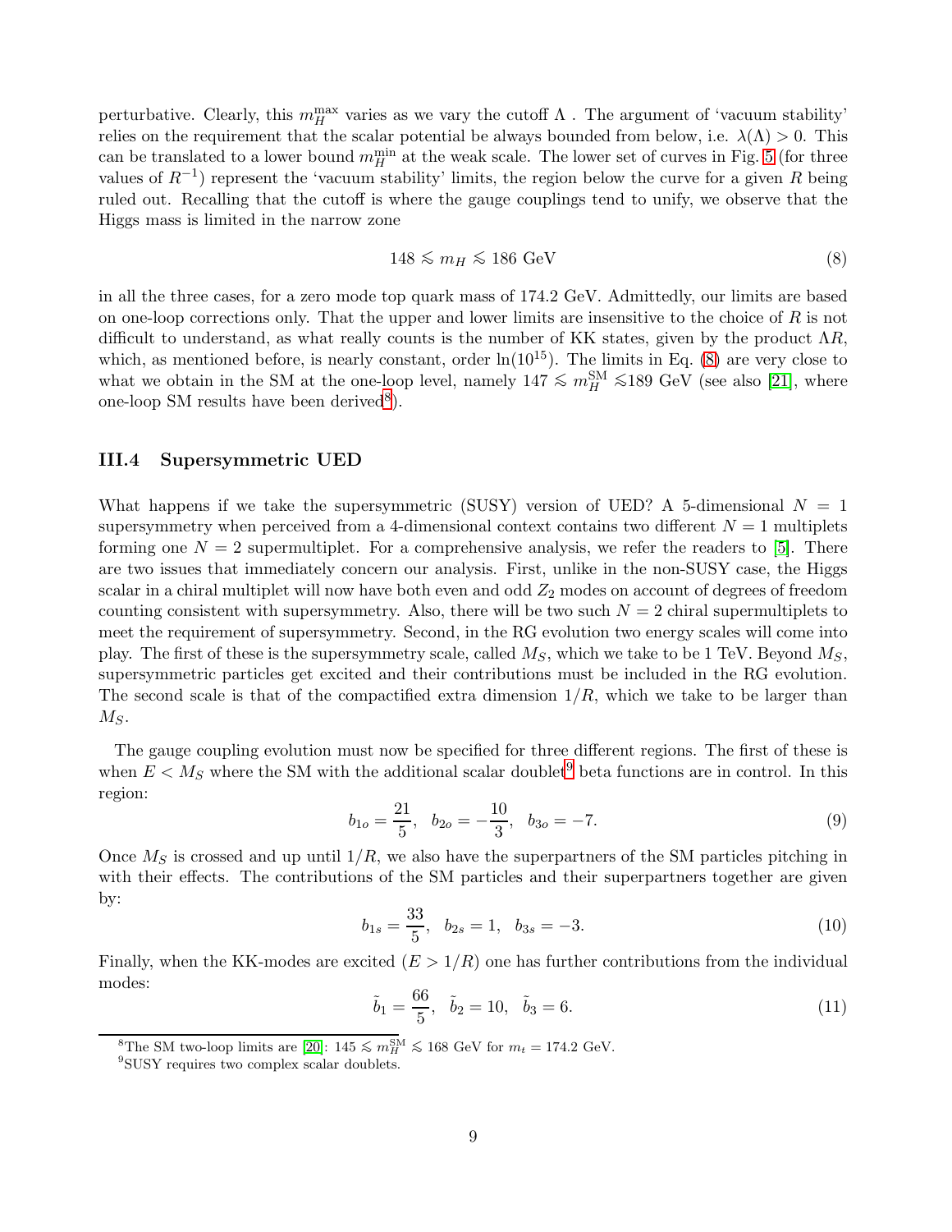perturbative. Clearly, this $m_H^{\max}$ varies as we vary the cutoff $\Lambda$ . The argument of 'vacuum stability' relies on the requirement that the scalar potential be always bounded from below, i.e. $\lambda(\Lambda) > 0$. This can be translated to a lower bound $m_H^{\min}$ at the weak scale. The lower set of curves in Fig. 5 (for three values of $R^{-1}$) represent the 'vacuum stability' limits, the region below the curve for a given $R$ being ruled out. Recalling that the cutoff is where the gauge couplings tend to unify, we observe that the Higgs mass is limited in the narrow zone

$$148 \lesssim m_H \lesssim 186 \text{ GeV} \tag{8}$$

in all the three cases, for a zero mode top quark mass of 174.2 GeV. Admittedly, our limits are based on one-loop corrections only. That the upper and lower limits are insensitive to the choice of $R$ is not difficult to understand, as what really counts is the number of KK states, given by the product $\Lambda R$, which, as mentioned before, is nearly constant, order $\ln(10^{15})$. The limits in Eq. (8) are very close to what we obtain in the SM at the one-loop level, namely $147 \lesssim m_H^{\rm SM} \lesssim 189$ GeV (see also [21], where one-loop SM results have been derived[8]).

### III.4 Supersymmetric UED

What happens if we take the supersymmetric (SUSY) version of UED? A 5-dimensional $N = 1$ supersymmetry when perceived from a 4-dimensional context contains two different $N = 1$ multiplets forming one $N = 2$ supermultiplet. For a comprehensive analysis, we refer the readers to [5]. There are two issues that immediately concern our analysis. First, unlike in the non-SUSY case, the Higgs scalar in a chiral multiplet will now have both even and odd $Z_2$ modes on account of degrees of freedom counting consistent with supersymmetry. Also, there will be two such $N = 2$ chiral supermultiplets to meet the requirement of supersymmetry. Second, in the RG evolution two energy scales will come into play. The first of these is the supersymmetry scale, called $M_S$, which we take to be 1 TeV. Beyond $M_S$, supersymmetric particles get excited and their contributions must be included in the RG evolution. The second scale is that of the compactified extra dimension $1/R$, which we take to be larger than $M_S$.

The gauge coupling evolution must now be specified for three different regions. The first of these is when $E < M_S$ where the SM with the additional scalar doublet[9] beta functions are in control. In this region:

$$b_{1o} = \frac{21}{5}, \quad b_{2o} = -\frac{10}{3}, \quad b_{3o} = -7. \tag{9}$$

Once $M_S$ is crossed and up until $1/R$, we also have the superpartners of the SM particles pitching in with their effects. The contributions of the SM particles and their superpartners together are given by:

$$b_{1s} = \frac{33}{5}, \quad b_{2s} = 1, \quad b_{3s} = -3. \tag{10}$$

Finally, when the KK-modes are excited ($E > 1/R$) one has further contributions from the individual modes:

$$\tilde{b}_1 = \frac{66}{5}, \quad \tilde{b}_2 = 10, \quad \tilde{b}_3 = 6. \tag{11}$$

[8] The SM two-loop limits are [20]: $145 \lesssim m_H^{\rm SM} \lesssim 168$ GeV for $m_t = 174.2$ GeV.

[9] SUSY requires two complex scalar doublets.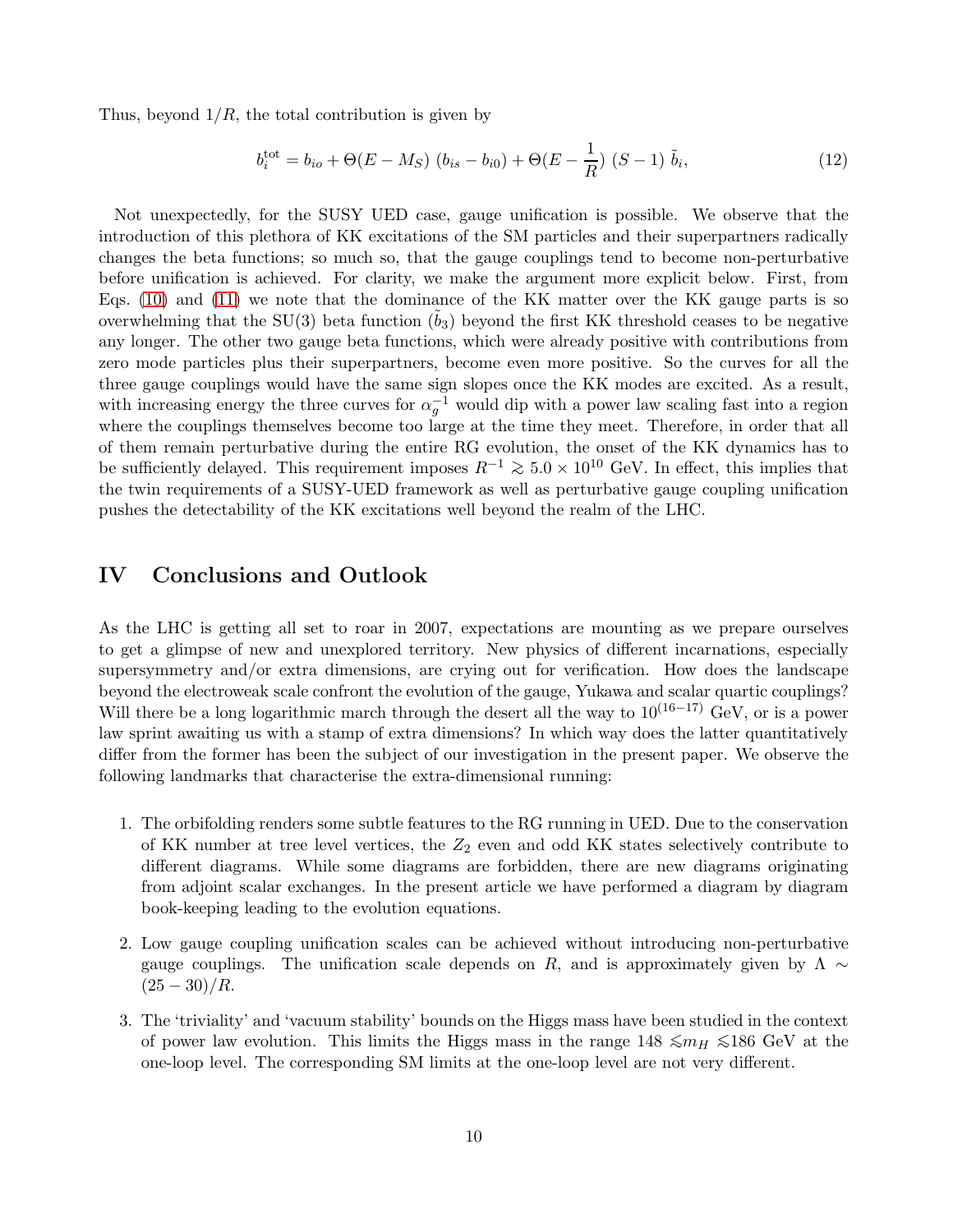Thus, beyond $1/R$, the total contribution is given by

$$b_i^{\rm tot} = b_{io} + \Theta(E - M_S)\ (b_{is} - b_{i0}) + \Theta(E - \frac{1}{R})\ (S-1)\ \tilde{b}_i, \tag{12}$$

Not unexpectedly, for the SUSY UED case, gauge unification is possible. We observe that the introduction of this plethora of KK excitations of the SM particles and their superpartners radically changes the beta functions; so much so, that the gauge couplings tend to become non-perturbative before unification is achieved. For clarity, we make the argument more explicit below. First, from Eqs. (10) and (11) we note that the dominance of the KK matter over the KK gauge parts is so overwhelming that the SU(3) beta function ($\tilde{b}_3$) beyond the first KK threshold ceases to be negative any longer. The other two gauge beta functions, which were already positive with contributions from zero mode particles plus their superpartners, become even more positive. So the curves for all the three gauge couplings would have the same sign slopes once the KK modes are excited. As a result, with increasing energy the three curves for $\alpha_g^{-1}$ would dip with a power law scaling fast into a region where the couplings themselves become too large at the time they meet. Therefore, in order that all of them remain perturbative during the entire RG evolution, the onset of the KK dynamics has to be sufficiently delayed. This requirement imposes $R^{-1} \gtrsim 5.0 \times 10^{10}$ GeV. In effect, this implies that the twin requirements of a SUSY-UED framework as well as perturbative gauge coupling unification pushes the detectability of the KK excitations well beyond the realm of the LHC.

## IV Conclusions and Outlook

As the LHC is getting all set to roar in 2007, expectations are mounting as we prepare ourselves to get a glimpse of new and unexplored territory. New physics of different incarnations, especially supersymmetry and/or extra dimensions, are crying out for verification. How does the landscape beyond the electroweak scale confront the evolution of the gauge, Yukawa and scalar quartic couplings? Will there be a long logarithmic march through the desert all the way to $10^{(16-17)}$ GeV, or is a power law sprint awaiting us with a stamp of extra dimensions? In which way does the latter quantitatively differ from the former has been the subject of our investigation in the present paper. We observe the following landmarks that characterise the extra-dimensional running:

1. The orbifolding renders some subtle features to the RG running in UED. Due to the conservation of KK number at tree level vertices, the $Z_2$ even and odd KK states selectively contribute to different diagrams. While some diagrams are forbidden, there are new diagrams originating from adjoint scalar exchanges. In the present article we have performed a diagram by diagram book-keeping leading to the evolution equations.

2. Low gauge coupling unification scales can be achieved without introducing non-perturbative gauge couplings. The unification scale depends on $R$, and is approximately given by $\Lambda \sim (25-30)/R$.

3. The 'triviality' and 'vacuum stability' bounds on the Higgs mass have been studied in the context of power law evolution. This limits the Higgs mass in the range $148 \lesssim m_H \lesssim 186$ GeV at the one-loop level. The corresponding SM limits at the one-loop level are not very different.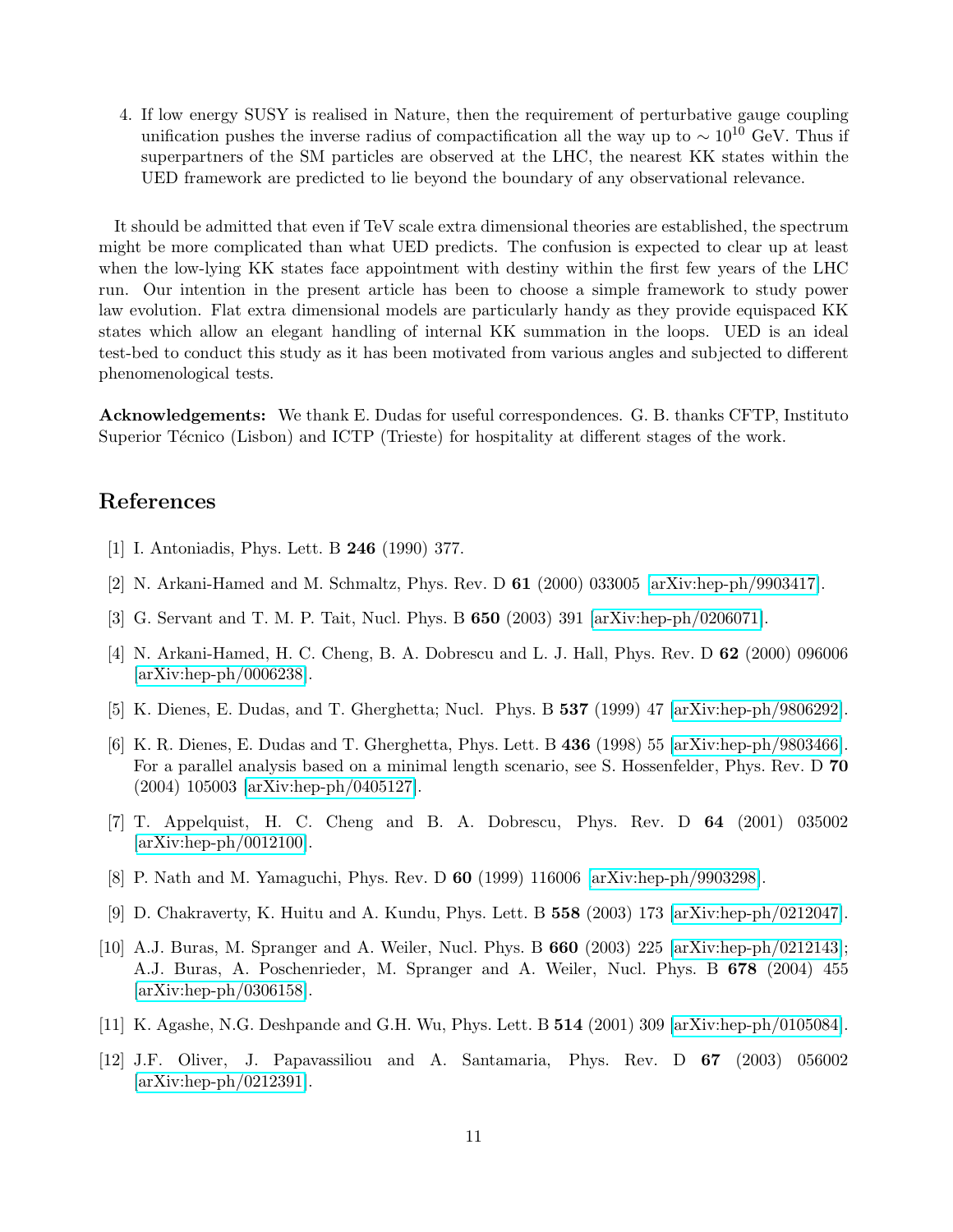4. If low energy SUSY is realised in Nature, then the requirement of perturbative gauge coupling unification pushes the inverse radius of compactification all the way up to $\sim 10^{10}$ GeV. Thus if superpartners of the SM particles are observed at the LHC, the nearest KK states within the UED framework are predicted to lie beyond the boundary of any observational relevance.

It should be admitted that even if TeV scale extra dimensional theories are established, the spectrum might be more complicated than what UED predicts. The confusion is expected to clear up at least when the low-lying KK states face appointment with destiny within the first few years of the LHC run. Our intention in the present article has been to choose a simple framework to study power law evolution. Flat extra dimensional models are particularly handy as they provide equispaced KK states which allow an elegant handling of internal KK summation in the loops. UED is an ideal test-bed to conduct this study as it has been motivated from various angles and subjected to different phenomenological tests.

**Acknowledgements:** We thank E. Dudas for useful correspondences. G. B. thanks CFTP, Instituto Superior Técnico (Lisbon) and ICTP (Trieste) for hospitality at different stages of the work.

## References

[1] I. Antoniadis, Phys. Lett. B **246** (1990) 377.

[2] N. Arkani-Hamed and M. Schmaltz, Phys. Rev. D **61** (2000) 033005 [arXiv:hep-ph/9903417].

[3] G. Servant and T. M. P. Tait, Nucl. Phys. B **650** (2003) 391 [arXiv:hep-ph/0206071].

[4] N. Arkani-Hamed, H. C. Cheng, B. A. Dobrescu and L. J. Hall, Phys. Rev. D **62** (2000) 096006 [arXiv:hep-ph/0006238].

[5] K. Dienes, E. Dudas, and T. Gherghetta; Nucl. Phys. B **537** (1999) 47 [arXiv:hep-ph/9806292].

[6] K. R. Dienes, E. Dudas and T. Gherghetta, Phys. Lett. B **436** (1998) 55 [arXiv:hep-ph/9803466]. For a parallel analysis based on a minimal length scenario, see S. Hossenfelder, Phys. Rev. D **70** (2004) 105003 [arXiv:hep-ph/0405127].

[7] T. Appelquist, H. C. Cheng and B. A. Dobrescu, Phys. Rev. D **64** (2001) 035002 [arXiv:hep-ph/0012100].

[8] P. Nath and M. Yamaguchi, Phys. Rev. D **60** (1999) 116006 [arXiv:hep-ph/9903298].

[9] D. Chakraverty, K. Huitu and A. Kundu, Phys. Lett. B **558** (2003) 173 [arXiv:hep-ph/0212047].

[10] A.J. Buras, M. Spranger and A. Weiler, Nucl. Phys. B **660** (2003) 225 [arXiv:hep-ph/0212143]; A.J. Buras, A. Poschenrieder, M. Spranger and A. Weiler, Nucl. Phys. B **678** (2004) 455 [arXiv:hep-ph/0306158].

[11] K. Agashe, N.G. Deshpande and G.H. Wu, Phys. Lett. B **514** (2001) 309 [arXiv:hep-ph/0105084].

[12] J.F. Oliver, J. Papavassiliou and A. Santamaria, Phys. Rev. D **67** (2003) 056002 [arXiv:hep-ph/0212391].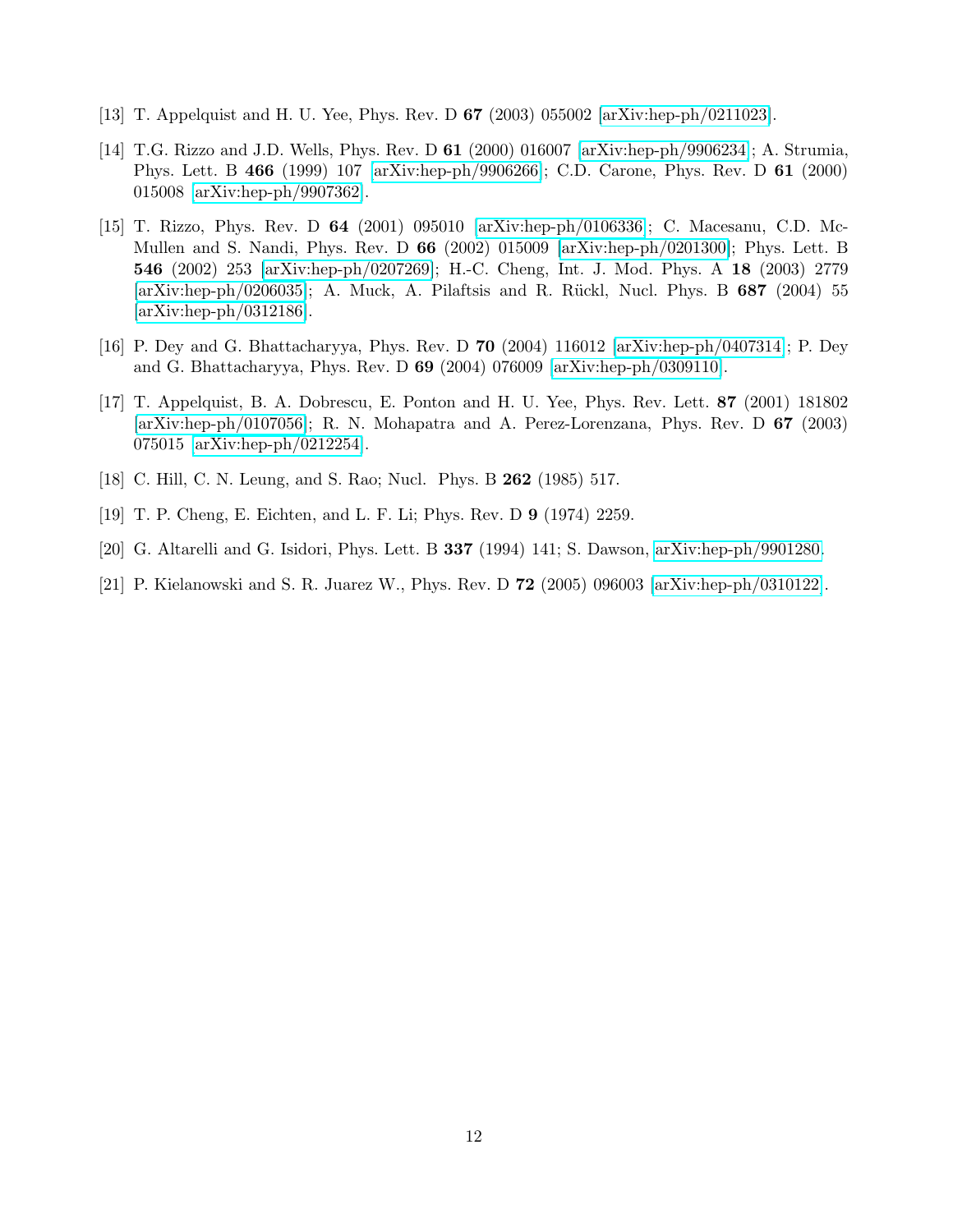[13] T. Appelquist and H. U. Yee, Phys. Rev. D **67** (2003) 055002 [arXiv:hep-ph/0211023].

[14] T.G. Rizzo and J.D. Wells, Phys. Rev. D **61** (2000) 016007 [arXiv:hep-ph/9906234]; A. Strumia, Phys. Lett. B **466** (1999) 107 [arXiv:hep-ph/9906266]; C.D. Carone, Phys. Rev. D **61** (2000) 015008 [arXiv:hep-ph/9907362].

[15] T. Rizzo, Phys. Rev. D **64** (2001) 095010 [arXiv:hep-ph/0106336]; C. Macesanu, C.D. McMullen and S. Nandi, Phys. Rev. D **66** (2002) 015009 [arXiv:hep-ph/0201300]; Phys. Lett. B **546** (2002) 253 [arXiv:hep-ph/0207269]; H.-C. Cheng, Int. J. Mod. Phys. A **18** (2003) 2779 [arXiv:hep-ph/0206035]; A. Muck, A. Pilaftsis and R. Rückl, Nucl. Phys. B **687** (2004) 55 [arXiv:hep-ph/0312186].

[16] P. Dey and G. Bhattacharyya, Phys. Rev. D **70** (2004) 116012 [arXiv:hep-ph/0407314]; P. Dey and G. Bhattacharyya, Phys. Rev. D **69** (2004) 076009 [arXiv:hep-ph/0309110].

[17] T. Appelquist, B. A. Dobrescu, E. Ponton and H. U. Yee, Phys. Rev. Lett. **87** (2001) 181802 [arXiv:hep-ph/0107056]; R. N. Mohapatra and A. Perez-Lorenzana, Phys. Rev. D **67** (2003) 075015 [arXiv:hep-ph/0212254].

[18] C. Hill, C. N. Leung, and S. Rao; Nucl. Phys. B **262** (1985) 517.

[19] T. P. Cheng, E. Eichten, and L. F. Li; Phys. Rev. D **9** (1974) 2259.

[20] G. Altarelli and G. Isidori, Phys. Lett. B **337** (1994) 141; S. Dawson, arXiv:hep-ph/9901280.

[21] P. Kielanowski and S. R. Juarez W., Phys. Rev. D **72** (2005) 096003 [arXiv:hep-ph/0310122].